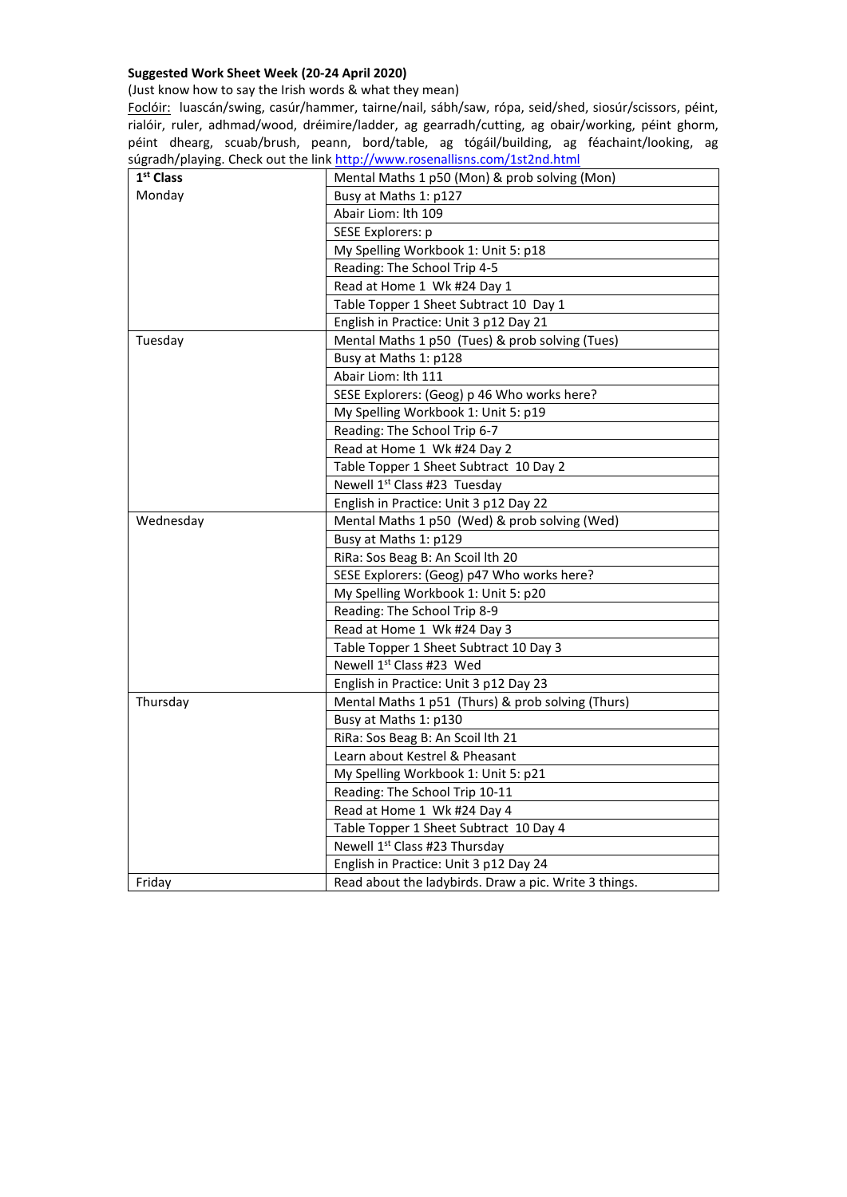**Suggested Work Sheet Week (20-24 April 2020)**

(Just know how to say the Irish words & what they mean)

Foclóir: luascán/swing, casúr/hammer, tairne/nail, sábh/saw, rópa, seid/shed, siosúr/scissors, péint, rialóir, ruler, adhmad/wood, dréimire/ladder, ag gearradh/cutting, ag obair/working, péint ghorm, péint dhearg, scuab/brush, peann, bord/table, ag tógáil/building, ag féachaint/looking, ag súgradh/playing. Check out the link http://www.rosenallisns.com/1st2nd.html

| 1st Class | |
|---|---|
| Monday | Mental Maths 1 p50 (Mon) & prob solving (Mon) |
| | Busy at Maths 1: p127 |
| | Abair Liom: lth 109 |
| | SESE Explorers: p |
| | My Spelling Workbook 1: Unit 5: p18 |
| | Reading: The School Trip 4-5 |
| | Read at Home 1 Wk #24 Day 1 |
| | Table Topper 1 Sheet Subtract 10 Day 1 |
| | English in Practice: Unit 3 p12 Day 21 |
| Tuesday | Mental Maths 1 p50 (Tues) & prob solving (Tues) |
| | Busy at Maths 1: p128 |
| | Abair Liom: lth 111 |
| | SESE Explorers: (Geog) p 46 Who works here? |
| | My Spelling Workbook 1: Unit 5: p19 |
| | Reading: The School Trip 6-7 |
| | Read at Home 1 Wk #24 Day 2 |
| | Table Topper 1 Sheet Subtract 10 Day 2 |
| | Newell 1st Class #23 Tuesday |
| | English in Practice: Unit 3 p12 Day 22 |
| Wednesday | Mental Maths 1 p50 (Wed) & prob solving (Wed) |
| | Busy at Maths 1: p129 |
| | RiRa: Sos Beag B: An Scoil lth 20 |
| | SESE Explorers: (Geog) p47 Who works here? |
| | My Spelling Workbook 1: Unit 5: p20 |
| | Reading: The School Trip 8-9 |
| | Read at Home 1 Wk #24 Day 3 |
| | Table Topper 1 Sheet Subtract 10 Day 3 |
| | Newell 1st Class #23 Wed |
| | English in Practice: Unit 3 p12 Day 23 |
| Thursday | Mental Maths 1 p51 (Thurs) & prob solving (Thurs) |
| | Busy at Maths 1: p130 |
| | RiRa: Sos Beag B: An Scoil lth 21 |
| | Learn about Kestrel & Pheasant |
| | My Spelling Workbook 1: Unit 5: p21 |
| | Reading: The School Trip 10-11 |
| | Read at Home 1 Wk #24 Day 4 |
| | Table Topper 1 Sheet Subtract 10 Day 4 |
| | Newell 1st Class #23 Thursday |
| | English in Practice: Unit 3 p12 Day 24 |
| Friday | Read about the ladybirds. Draw a pic. Write 3 things. |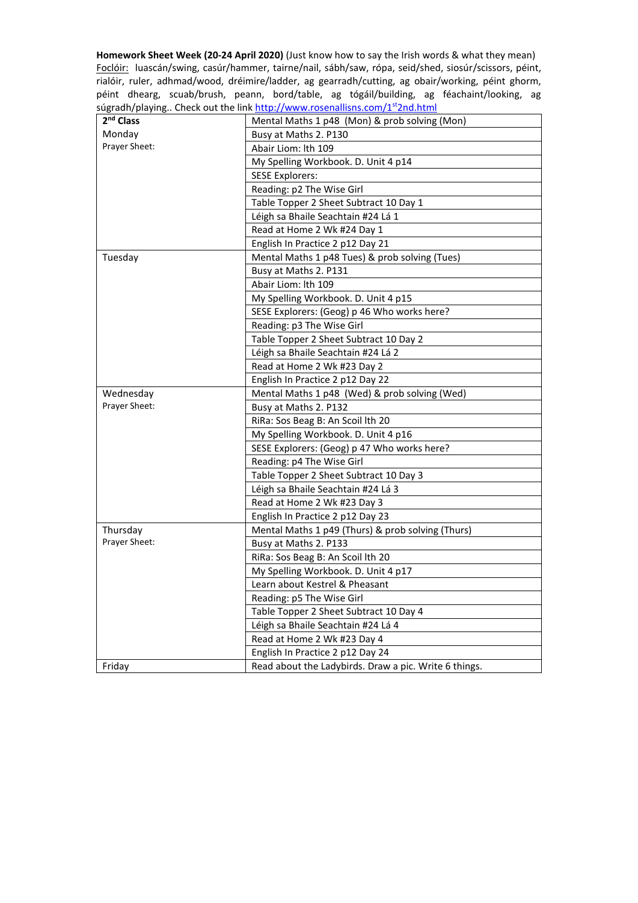**Homework Sheet Week (20-24 April 2020)** (Just know how to say the Irish words & what they mean) Foclóir: luascán/swing, casúr/hammer, tairne/nail, sábh/saw, rópa, seid/shed, siosúr/scissors, péint, rialóir, ruler, adhmad/wood, dréimire/ladder, ag gearradh/cutting, ag obair/working, péint ghorm, péint dhearg, scuab/brush, peann, bord/table, ag tógáil/building, ag féachaint/looking, ag súgradh/playing.. Check out the link http://www.rosenallisns.com/1st2nd.html

| **2nd Class** | Mental Maths 1 p48 (Mon) & prob solving (Mon) |
|---|---|
| Monday | Busy at Maths 2. P130 |
| Prayer Sheet: | Abair Liom: lth 109 |
| | My Spelling Workbook. D. Unit 4 p14 |
| | SESE Explorers: |
| | Reading: p2 The Wise Girl |
| | Table Topper 2 Sheet Subtract 10 Day 1 |
| | Léigh sa Bhaile Seachtain #24 Lá 1 |
| | Read at Home 2 Wk #24 Day 1 |
| | English In Practice 2 p12 Day 21 |
| Tuesday | Mental Maths 1 p48 Tues) & prob solving (Tues) |
| | Busy at Maths 2. P131 |
| | Abair Liom: lth 109 |
| | My Spelling Workbook. D. Unit 4 p15 |
| | SESE Explorers: (Geog) p 46 Who works here? |
| | Reading: p3 The Wise Girl |
| | Table Topper 2 Sheet Subtract 10 Day 2 |
| | Léigh sa Bhaile Seachtain #24 Lá 2 |
| | Read at Home 2 Wk #23 Day 2 |
| | English In Practice 2 p12 Day 22 |
| Wednesday | Mental Maths 1 p48 (Wed) & prob solving (Wed) |
| Prayer Sheet: | Busy at Maths 2. P132 |
| | RiRa: Sos Beag B: An Scoil lth 20 |
| | My Spelling Workbook. D. Unit 4 p16 |
| | SESE Explorers: (Geog) p 47 Who works here? |
| | Reading: p4 The Wise Girl |
| | Table Topper 2 Sheet Subtract 10 Day 3 |
| | Léigh sa Bhaile Seachtain #24 Lá 3 |
| | Read at Home 2 Wk #23 Day 3 |
| | English In Practice 2 p12 Day 23 |
| Thursday | Mental Maths 1 p49 (Thurs) & prob solving (Thurs) |
| Prayer Sheet: | Busy at Maths 2. P133 |
| | RiRa: Sos Beag B: An Scoil lth 20 |
| | My Spelling Workbook. D. Unit 4 p17 |
| | Learn about Kestrel & Pheasant |
| | Reading: p5 The Wise Girl |
| | Table Topper 2 Sheet Subtract 10 Day 4 |
| | Léigh sa Bhaile Seachtain #24 Lá 4 |
| | Read at Home 2 Wk #23 Day 4 |
| | English In Practice 2 p12 Day 24 |
| Friday | Read about the Ladybirds. Draw a pic. Write 6 things. |